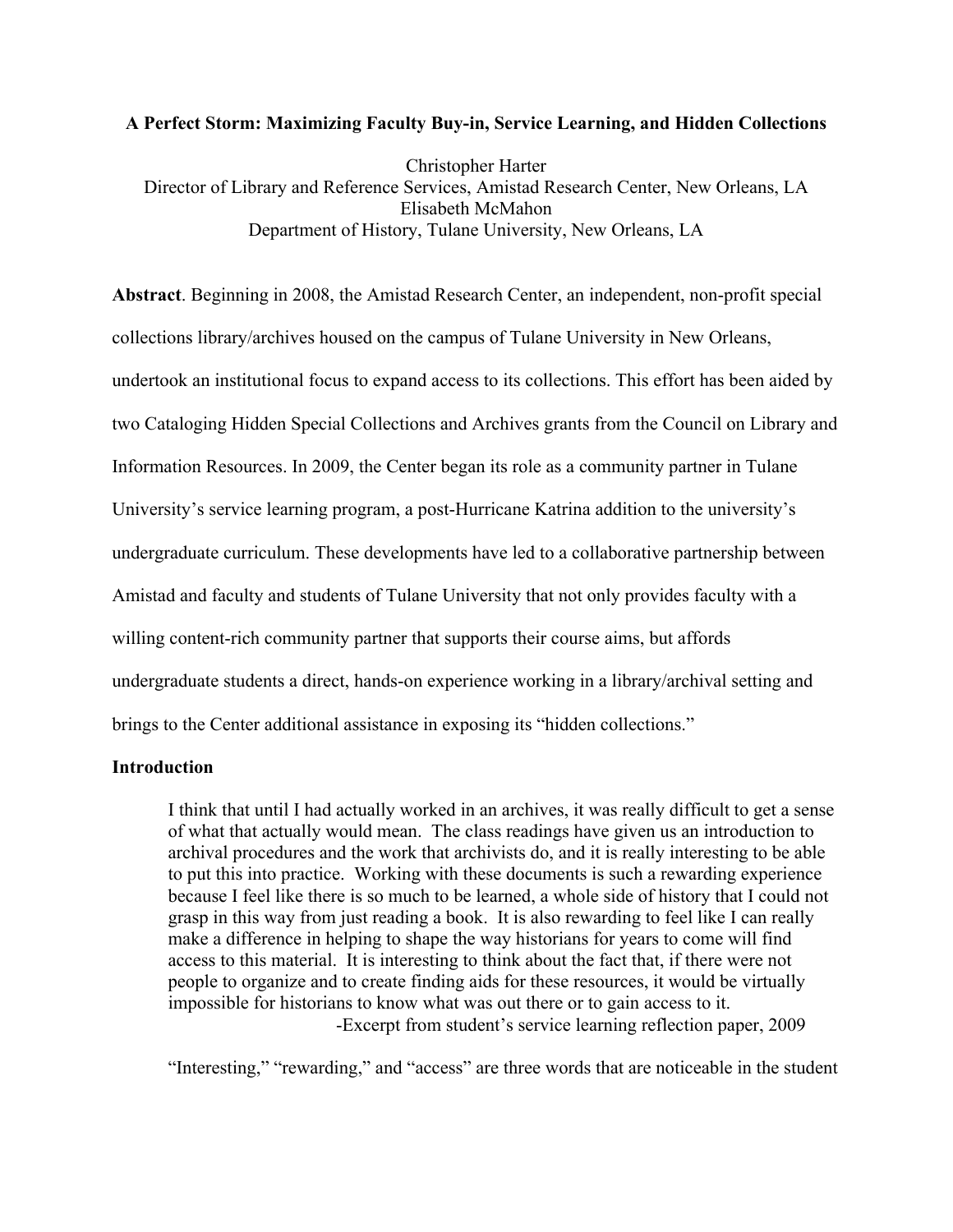# A Perfect Storm: Maximizing Faculty Buy-in, Service Learning, and Hidden Collections

Christopher Harter
Director of Library and Reference Services, Amistad Research Center, New Orleans, LA
Elisabeth McMahon
Department of History, Tulane University, New Orleans, LA

**Abstract**. Beginning in 2008, the Amistad Research Center, an independent, non-profit special collections library/archives housed on the campus of Tulane University in New Orleans, undertook an institutional focus to expand access to its collections. This effort has been aided by two Cataloging Hidden Special Collections and Archives grants from the Council on Library and Information Resources. In 2009, the Center began its role as a community partner in Tulane University's service learning program, a post-Hurricane Katrina addition to the university's undergraduate curriculum. These developments have led to a collaborative partnership between Amistad and faculty and students of Tulane University that not only provides faculty with a willing content-rich community partner that supports their course aims, but affords undergraduate students a direct, hands-on experience working in a library/archival setting and brings to the Center additional assistance in exposing its "hidden collections."

## Introduction

> I think that until I had actually worked in an archives, it was really difficult to get a sense of what that actually would mean. The class readings have given us an introduction to archival procedures and the work that archivists do, and it is really interesting to be able to put this into practice. Working with these documents is such a rewarding experience because I feel like there is so much to be learned, a whole side of history that I could not grasp in this way from just reading a book. It is also rewarding to feel like I can really make a difference in helping to shape the way historians for years to come will find access to this material. It is interesting to think about the fact that, if there were not people to organize and to create finding aids for these resources, it would be virtually impossible for historians to know what was out there or to gain access to it.
>
> -Excerpt from student's service learning reflection paper, 2009

"Interesting," "rewarding," and "access" are three words that are noticeable in the student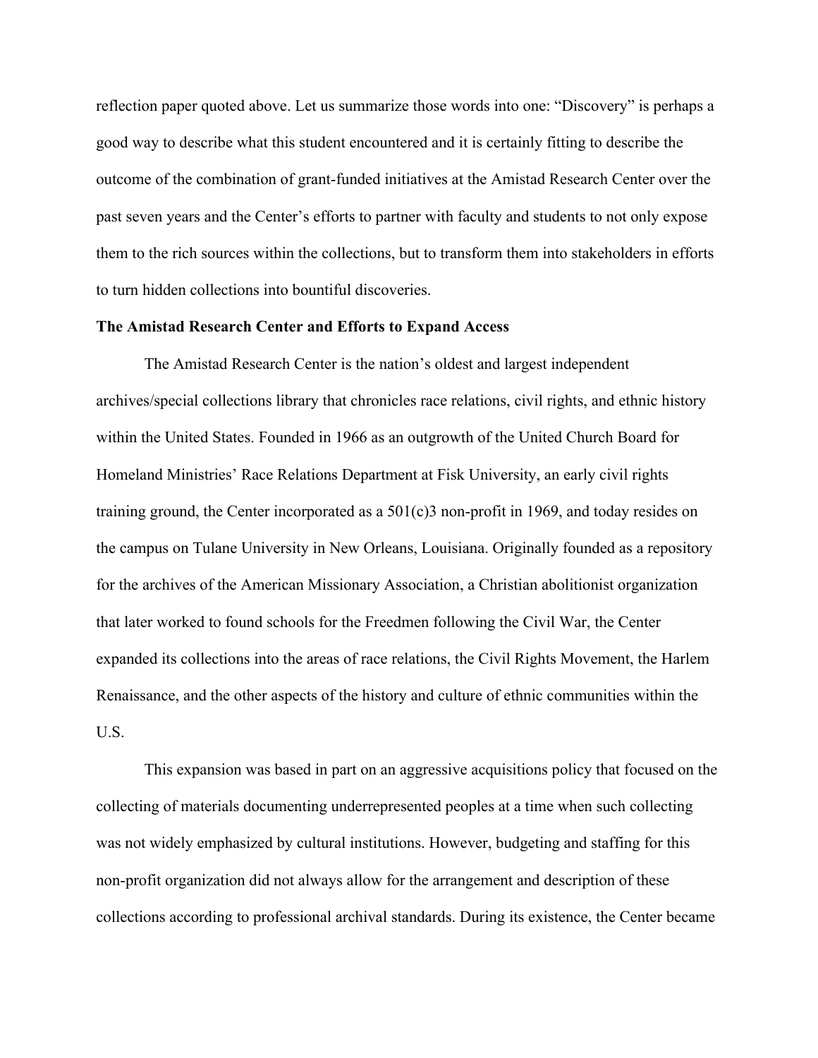reflection paper quoted above. Let us summarize those words into one: "Discovery" is perhaps a good way to describe what this student encountered and it is certainly fitting to describe the outcome of the combination of grant-funded initiatives at the Amistad Research Center over the past seven years and the Center's efforts to partner with faculty and students to not only expose them to the rich sources within the collections, but to transform them into stakeholders in efforts to turn hidden collections into bountiful discoveries.

**The Amistad Research Center and Efforts to Expand Access**

The Amistad Research Center is the nation's oldest and largest independent archives/special collections library that chronicles race relations, civil rights, and ethnic history within the United States. Founded in 1966 as an outgrowth of the United Church Board for Homeland Ministries' Race Relations Department at Fisk University, an early civil rights training ground, the Center incorporated as a 501(c)3 non-profit in 1969, and today resides on the campus on Tulane University in New Orleans, Louisiana. Originally founded as a repository for the archives of the American Missionary Association, a Christian abolitionist organization that later worked to found schools for the Freedmen following the Civil War, the Center expanded its collections into the areas of race relations, the Civil Rights Movement, the Harlem Renaissance, and the other aspects of the history and culture of ethnic communities within the U.S.

This expansion was based in part on an aggressive acquisitions policy that focused on the collecting of materials documenting underrepresented peoples at a time when such collecting was not widely emphasized by cultural institutions. However, budgeting and staffing for this non-profit organization did not always allow for the arrangement and description of these collections according to professional archival standards. During its existence, the Center became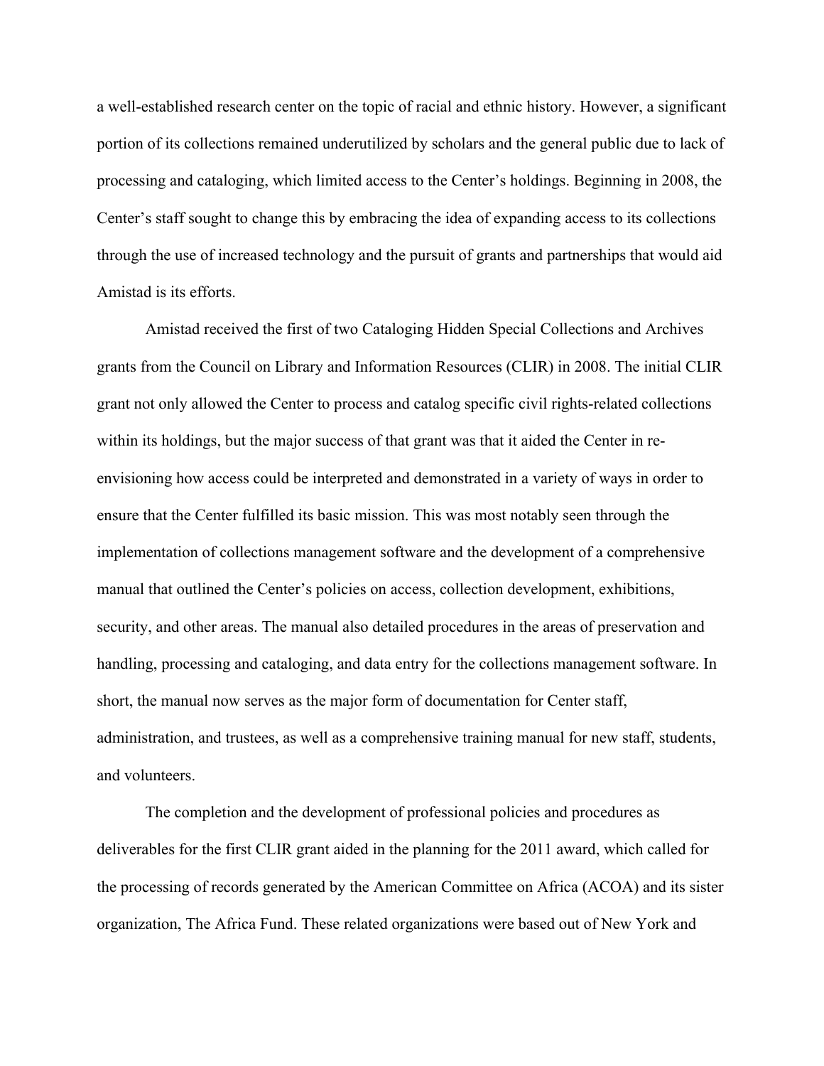a well-established research center on the topic of racial and ethnic history. However, a significant portion of its collections remained underutilized by scholars and the general public due to lack of processing and cataloging, which limited access to the Center's holdings. Beginning in 2008, the Center's staff sought to change this by embracing the idea of expanding access to its collections through the use of increased technology and the pursuit of grants and partnerships that would aid Amistad is its efforts.

Amistad received the first of two Cataloging Hidden Special Collections and Archives grants from the Council on Library and Information Resources (CLIR) in 2008. The initial CLIR grant not only allowed the Center to process and catalog specific civil rights-related collections within its holdings, but the major success of that grant was that it aided the Center in re-envisioning how access could be interpreted and demonstrated in a variety of ways in order to ensure that the Center fulfilled its basic mission. This was most notably seen through the implementation of collections management software and the development of a comprehensive manual that outlined the Center's policies on access, collection development, exhibitions, security, and other areas. The manual also detailed procedures in the areas of preservation and handling, processing and cataloging, and data entry for the collections management software. In short, the manual now serves as the major form of documentation for Center staff, administration, and trustees, as well as a comprehensive training manual for new staff, students, and volunteers.

The completion and the development of professional policies and procedures as deliverables for the first CLIR grant aided in the planning for the 2011 award, which called for the processing of records generated by the American Committee on Africa (ACOA) and its sister organization, The Africa Fund. These related organizations were based out of New York and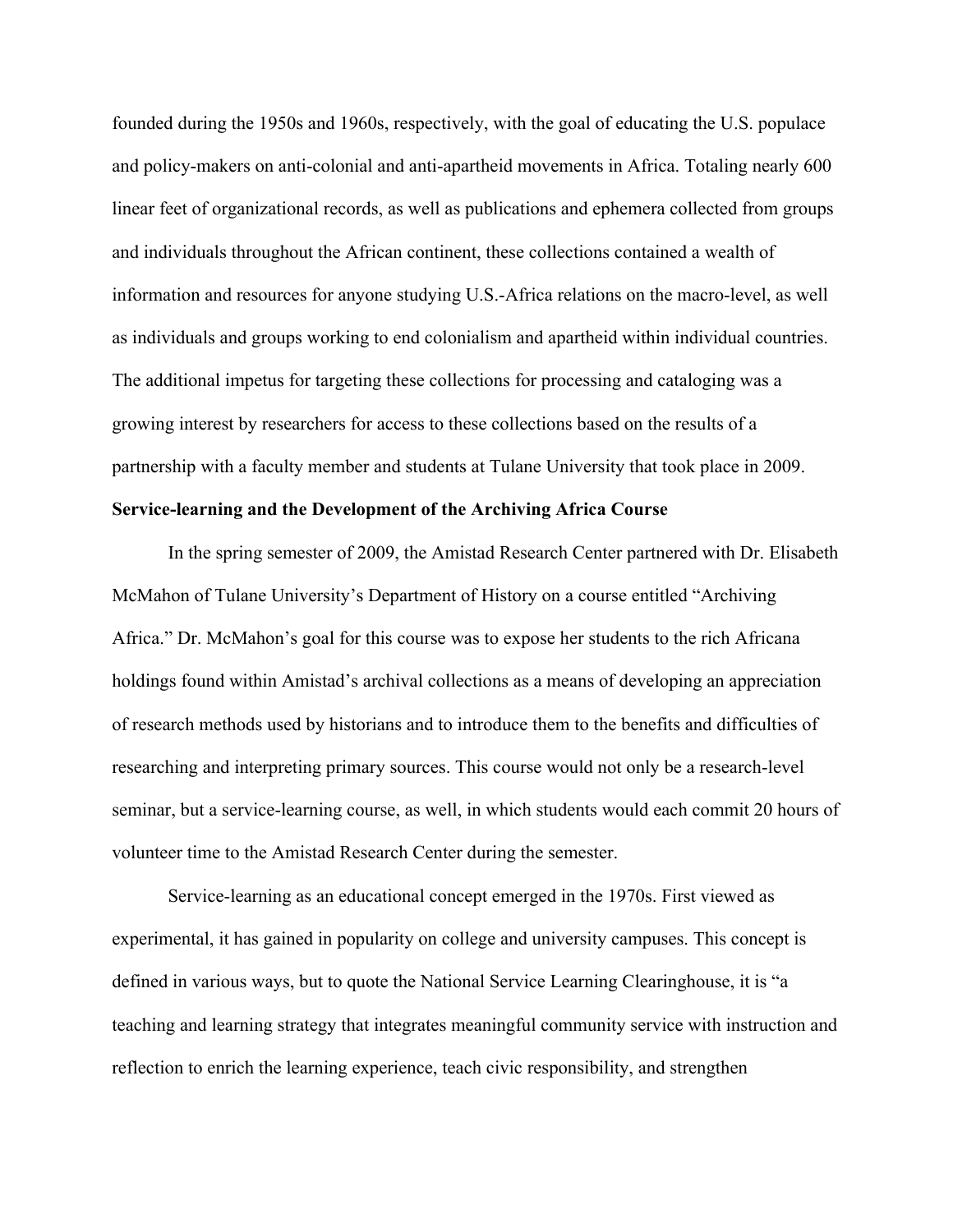founded during the 1950s and 1960s, respectively, with the goal of educating the U.S. populace and policy-makers on anti-colonial and anti-apartheid movements in Africa. Totaling nearly 600 linear feet of organizational records, as well as publications and ephemera collected from groups and individuals throughout the African continent, these collections contained a wealth of information and resources for anyone studying U.S.-Africa relations on the macro-level, as well as individuals and groups working to end colonialism and apartheid within individual countries. The additional impetus for targeting these collections for processing and cataloging was a growing interest by researchers for access to these collections based on the results of a partnership with a faculty member and students at Tulane University that took place in 2009.

**Service-learning and the Development of the Archiving Africa Course**

In the spring semester of 2009, the Amistad Research Center partnered with Dr. Elisabeth McMahon of Tulane University's Department of History on a course entitled "Archiving Africa." Dr. McMahon's goal for this course was to expose her students to the rich Africana holdings found within Amistad's archival collections as a means of developing an appreciation of research methods used by historians and to introduce them to the benefits and difficulties of researching and interpreting primary sources. This course would not only be a research-level seminar, but a service-learning course, as well, in which students would each commit 20 hours of volunteer time to the Amistad Research Center during the semester.

Service-learning as an educational concept emerged in the 1970s. First viewed as experimental, it has gained in popularity on college and university campuses. This concept is defined in various ways, but to quote the National Service Learning Clearinghouse, it is "a teaching and learning strategy that integrates meaningful community service with instruction and reflection to enrich the learning experience, teach civic responsibility, and strengthen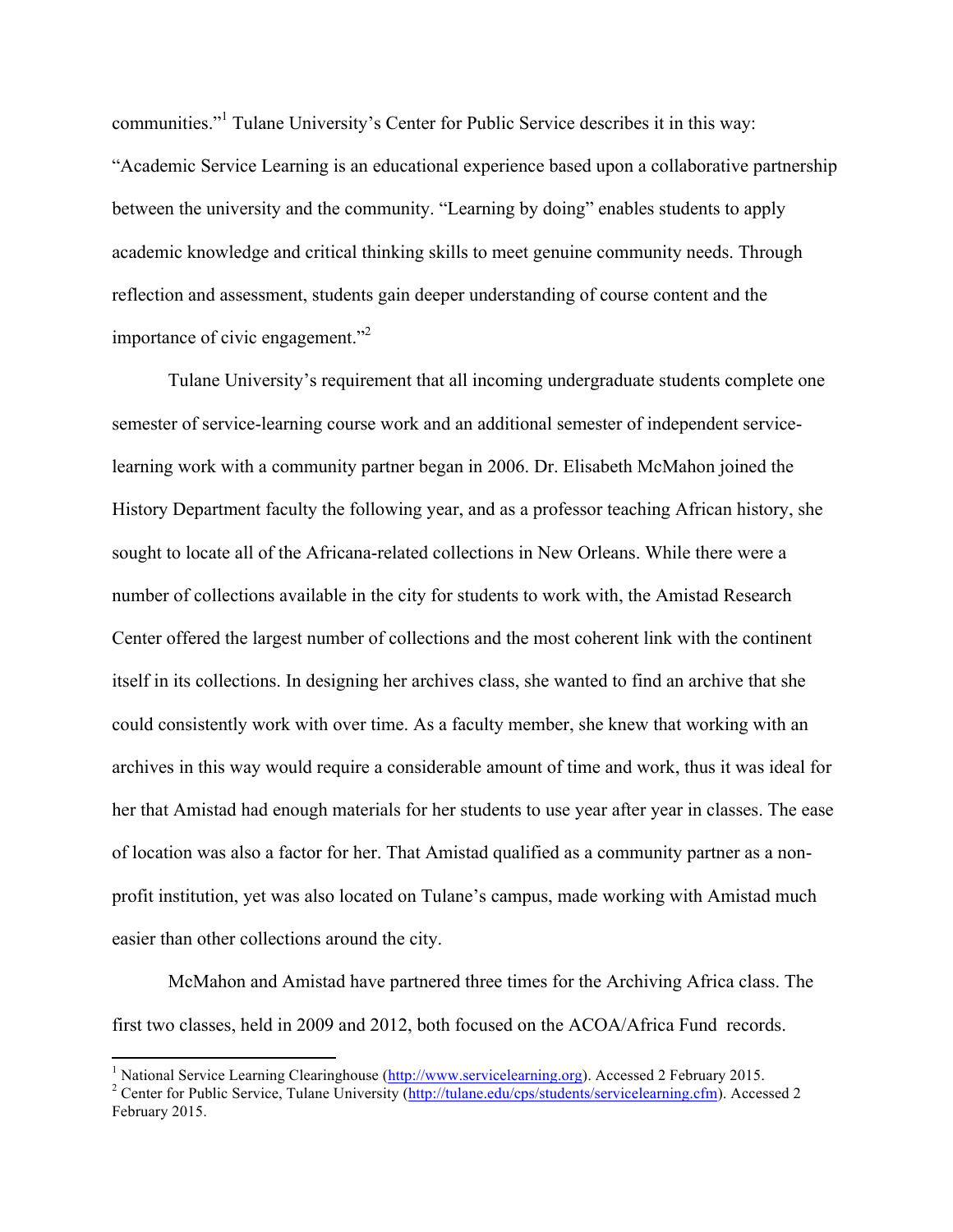communities."[1] Tulane University's Center for Public Service describes it in this way: "Academic Service Learning is an educational experience based upon a collaborative partnership between the university and the community. "Learning by doing" enables students to apply academic knowledge and critical thinking skills to meet genuine community needs. Through reflection and assessment, students gain deeper understanding of course content and the importance of civic engagement."[2]

Tulane University's requirement that all incoming undergraduate students complete one semester of service-learning course work and an additional semester of independent service-learning work with a community partner began in 2006. Dr. Elisabeth McMahon joined the History Department faculty the following year, and as a professor teaching African history, she sought to locate all of the Africana-related collections in New Orleans. While there were a number of collections available in the city for students to work with, the Amistad Research Center offered the largest number of collections and the most coherent link with the continent itself in its collections. In designing her archives class, she wanted to find an archive that she could consistently work with over time. As a faculty member, she knew that working with an archives in this way would require a considerable amount of time and work, thus it was ideal for her that Amistad had enough materials for her students to use year after year in classes. The ease of location was also a factor for her. That Amistad qualified as a community partner as a non-profit institution, yet was also located on Tulane's campus, made working with Amistad much easier than other collections around the city.

McMahon and Amistad have partnered three times for the Archiving Africa class. The first two classes, held in 2009 and 2012, both focused on the ACOA/Africa Fund records.

---

[1] National Service Learning Clearinghouse (http://www.servicelearning.org). Accessed 2 February 2015.

[2] Center for Public Service, Tulane University (http://tulane.edu/cps/students/servicelearning.cfm). Accessed 2 February 2015.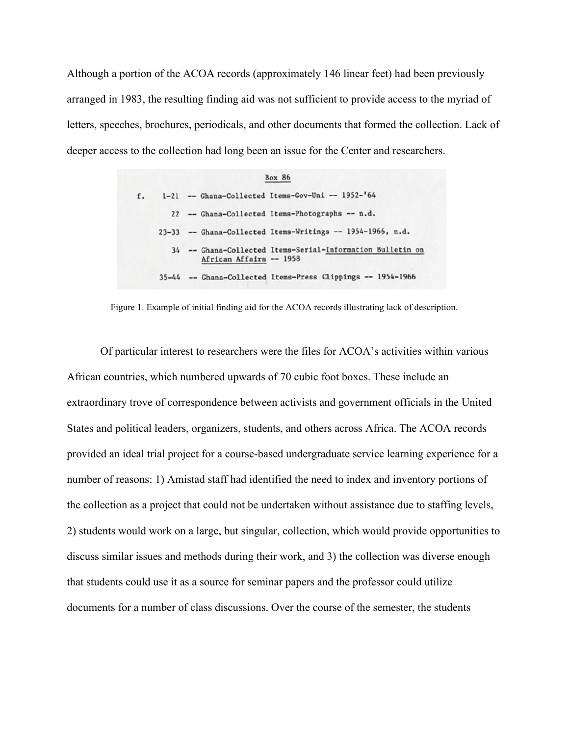Although a portion of the ACOA records (approximately 146 linear feet) had been previously arranged in 1983, the resulting finding aid was not sufficient to provide access to the myriad of letters, speeches, brochures, periodicals, and other documents that formed the collection. Lack of deeper access to the collection had long been an issue for the Center and researchers.

```
                         Box 86

f.    1-21  -- Ghana-Collected Items-Gov-Uni -- 1952-'64

        22  -- Ghana-Collected Items-Photographs -- n.d.

     23-33  -- Ghana-Collected Items-Writings -- 1954-1966, n.d.

        34  -- Ghana-Collected Items-Serial-Information Bulletin on
               African Affairs -- 1958

     35-44  -- Ghana-Collected Items-Press Clippings -- 1954-1966
```

Figure 1. Example of initial finding aid for the ACOA records illustrating lack of description.

Of particular interest to researchers were the files for ACOA's activities within various African countries, which numbered upwards of 70 cubic foot boxes. These include an extraordinary trove of correspondence between activists and government officials in the United States and political leaders, organizers, students, and others across Africa. The ACOA records provided an ideal trial project for a course-based undergraduate service learning experience for a number of reasons: 1) Amistad staff had identified the need to index and inventory portions of the collection as a project that could not be undertaken without assistance due to staffing levels, 2) students would work on a large, but singular, collection, which would provide opportunities to discuss similar issues and methods during their work, and 3) the collection was diverse enough that students could use it as a source for seminar papers and the professor could utilize documents for a number of class discussions. Over the course of the semester, the students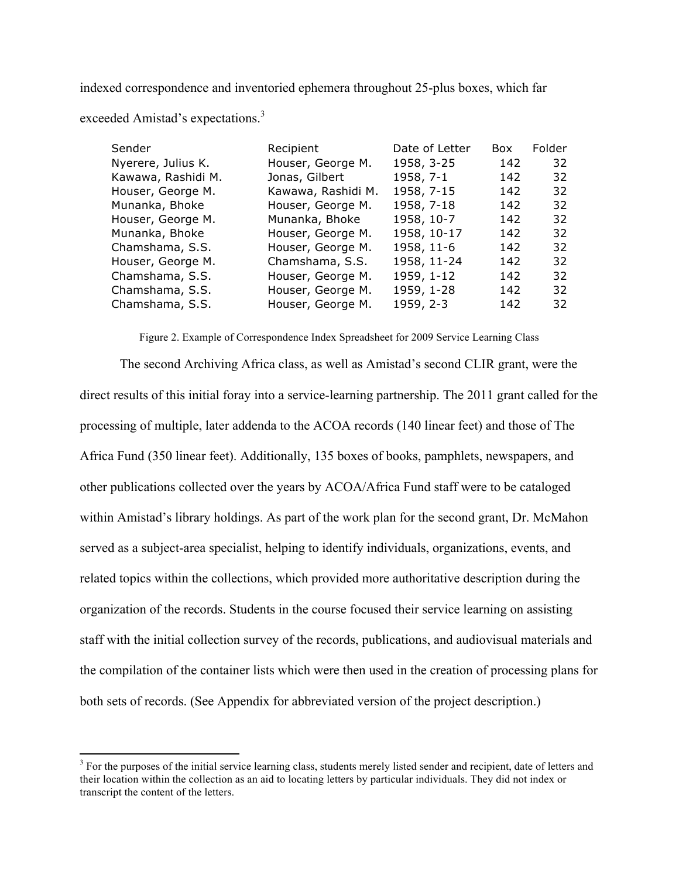indexed correspondence and inventoried ephemera throughout 25-plus boxes, which far exceeded Amistad's expectations.[3]

| Sender | Recipient | Date of Letter | Box | Folder |
| --- | --- | --- | --- | --- |
| Nyerere, Julius K. | Houser, George M. | 1958, 3-25 | 142 | 32 |
| Kawawa, Rashidi M. | Jonas, Gilbert | 1958, 7-1 | 142 | 32 |
| Houser, George M. | Kawawa, Rashidi M. | 1958, 7-15 | 142 | 32 |
| Munanka, Bhoke | Houser, George M. | 1958, 7-18 | 142 | 32 |
| Houser, George M. | Munanka, Bhoke | 1958, 10-7 | 142 | 32 |
| Munanka, Bhoke | Houser, George M. | 1958, 10-17 | 142 | 32 |
| Chamshama, S.S. | Houser, George M. | 1958, 11-6 | 142 | 32 |
| Houser, George M. | Chamshama, S.S. | 1958, 11-24 | 142 | 32 |
| Chamshama, S.S. | Houser, George M. | 1959, 1-12 | 142 | 32 |
| Chamshama, S.S. | Houser, George M. | 1959, 1-28 | 142 | 32 |
| Chamshama, S.S. | Houser, George M. | 1959, 2-3 | 142 | 32 |

Figure 2. Example of Correspondence Index Spreadsheet for 2009 Service Learning Class

The second Archiving Africa class, as well as Amistad's second CLIR grant, were the direct results of this initial foray into a service-learning partnership. The 2011 grant called for the processing of multiple, later addenda to the ACOA records (140 linear feet) and those of The Africa Fund (350 linear feet). Additionally, 135 boxes of books, pamphlets, newspapers, and other publications collected over the years by ACOA/Africa Fund staff were to be cataloged within Amistad's library holdings. As part of the work plan for the second grant, Dr. McMahon served as a subject-area specialist, helping to identify individuals, organizations, events, and related topics within the collections, which provided more authoritative description during the organization of the records. Students in the course focused their service learning on assisting staff with the initial collection survey of the records, publications, and audiovisual materials and the compilation of the container lists which were then used in the creation of processing plans for both sets of records. (See Appendix for abbreviated version of the project description.)

[3] For the purposes of the initial service learning class, students merely listed sender and recipient, date of letters and their location within the collection as an aid to locating letters by particular individuals. They did not index or transcript the content of the letters.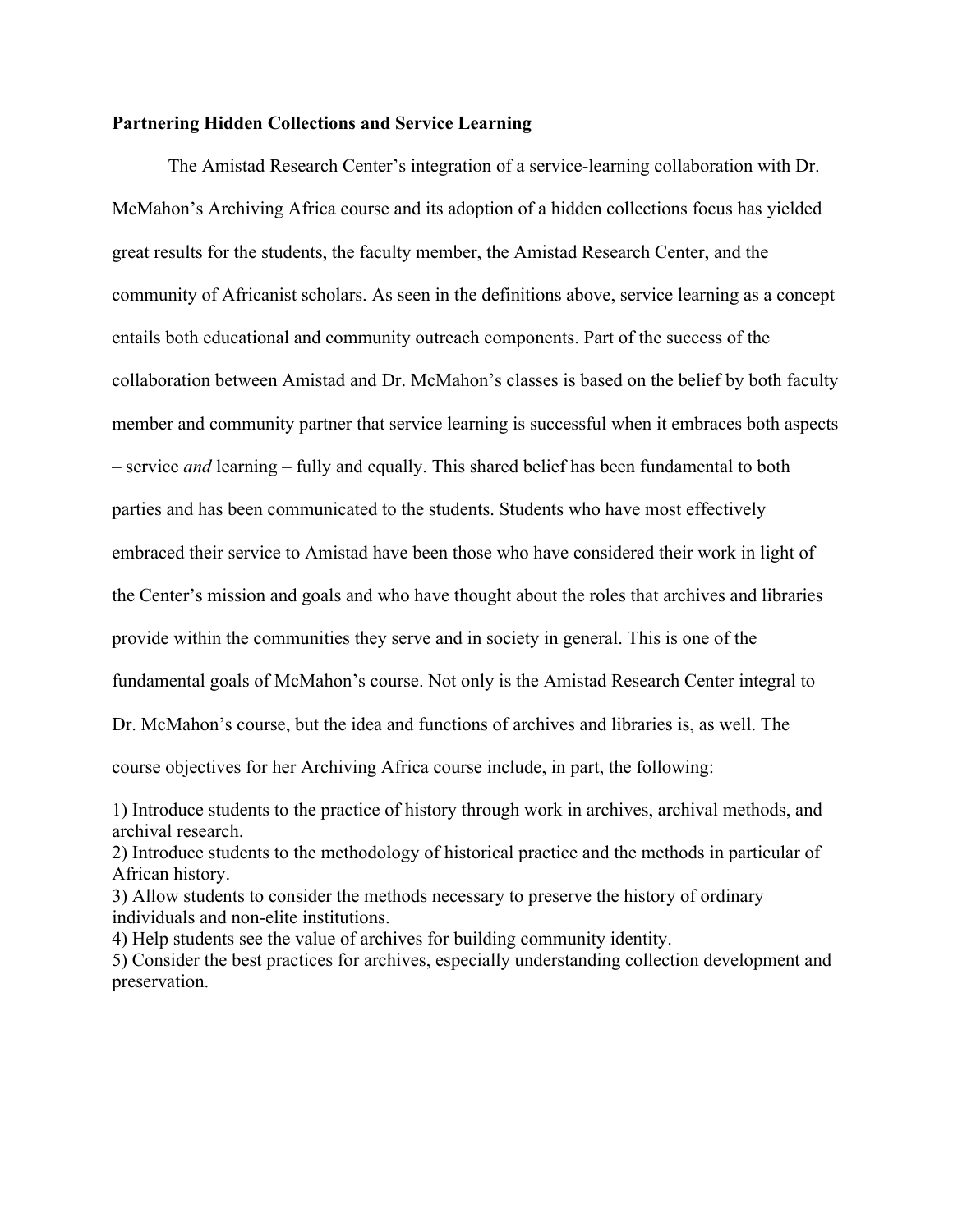**Partnering Hidden Collections and Service Learning**

The Amistad Research Center's integration of a service-learning collaboration with Dr. McMahon's Archiving Africa course and its adoption of a hidden collections focus has yielded great results for the students, the faculty member, the Amistad Research Center, and the community of Africanist scholars. As seen in the definitions above, service learning as a concept entails both educational and community outreach components. Part of the success of the collaboration between Amistad and Dr. McMahon's classes is based on the belief by both faculty member and community partner that service learning is successful when it embraces both aspects – service *and* learning – fully and equally. This shared belief has been fundamental to both parties and has been communicated to the students. Students who have most effectively embraced their service to Amistad have been those who have considered their work in light of the Center's mission and goals and who have thought about the roles that archives and libraries provide within the communities they serve and in society in general. This is one of the fundamental goals of McMahon's course. Not only is the Amistad Research Center integral to Dr. McMahon's course, but the idea and functions of archives and libraries is, as well. The course objectives for her Archiving Africa course include, in part, the following:

1) Introduce students to the practice of history through work in archives, archival methods, and archival research.
2) Introduce students to the methodology of historical practice and the methods in particular of African history.
3) Allow students to consider the methods necessary to preserve the history of ordinary individuals and non-elite institutions.
4) Help students see the value of archives for building community identity.
5) Consider the best practices for archives, especially understanding collection development and preservation.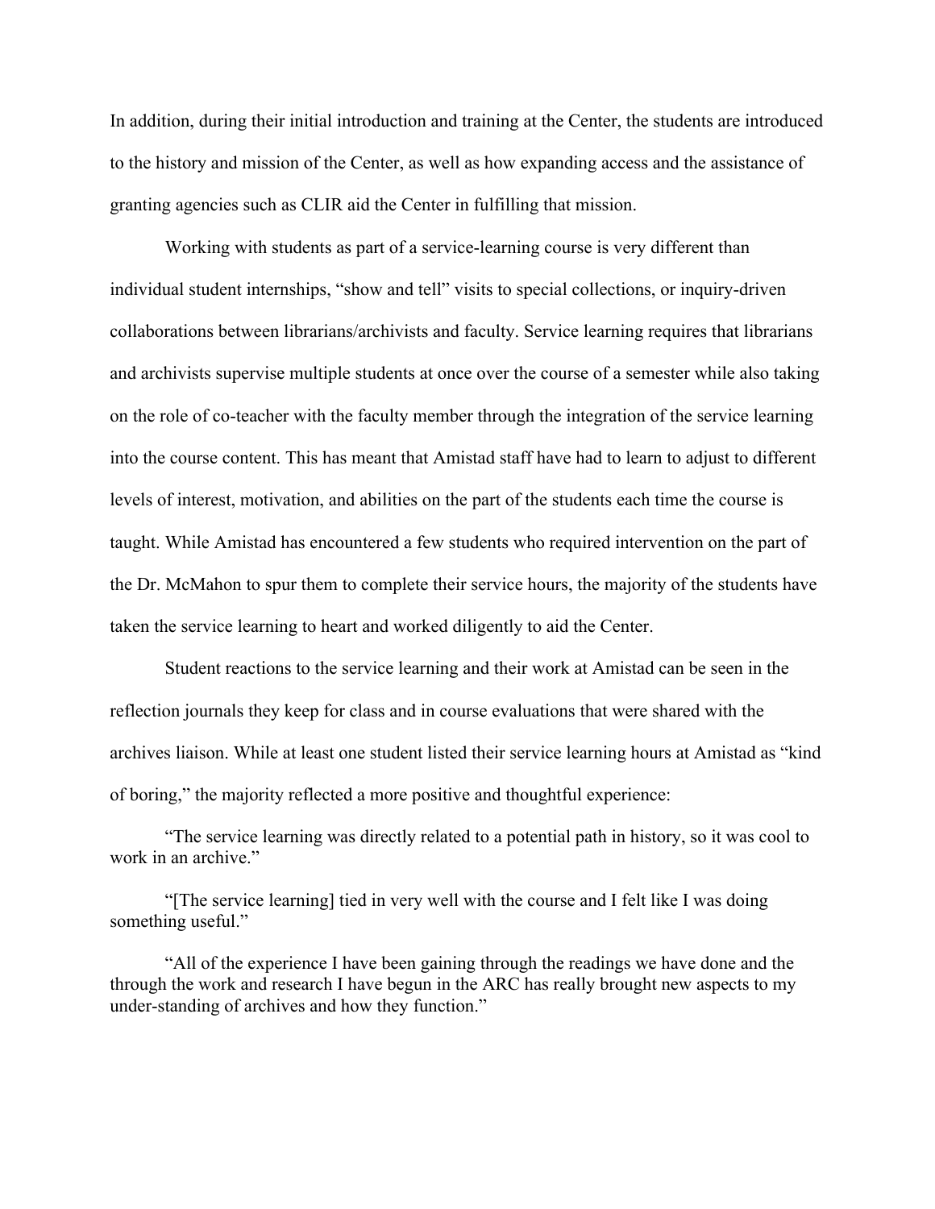In addition, during their initial introduction and training at the Center, the students are introduced to the history and mission of the Center, as well as how expanding access and the assistance of granting agencies such as CLIR aid the Center in fulfilling that mission.

Working with students as part of a service-learning course is very different than individual student internships, "show and tell" visits to special collections, or inquiry-driven collaborations between librarians/archivists and faculty. Service learning requires that librarians and archivists supervise multiple students at once over the course of a semester while also taking on the role of co-teacher with the faculty member through the integration of the service learning into the course content. This has meant that Amistad staff have had to learn to adjust to different levels of interest, motivation, and abilities on the part of the students each time the course is taught. While Amistad has encountered a few students who required intervention on the part of the Dr. McMahon to spur them to complete their service hours, the majority of the students have taken the service learning to heart and worked diligently to aid the Center.

Student reactions to the service learning and their work at Amistad can be seen in the reflection journals they keep for class and in course evaluations that were shared with the archives liaison. While at least one student listed their service learning hours at Amistad as "kind of boring," the majority reflected a more positive and thoughtful experience:

> "The service learning was directly related to a potential path in history, so it was cool to work in an archive."

> "[The service learning] tied in very well with the course and I felt like I was doing something useful."

> "All of the experience I have been gaining through the readings we have done and the through the work and research I have begun in the ARC has really brought new aspects to my under-standing of archives and how they function."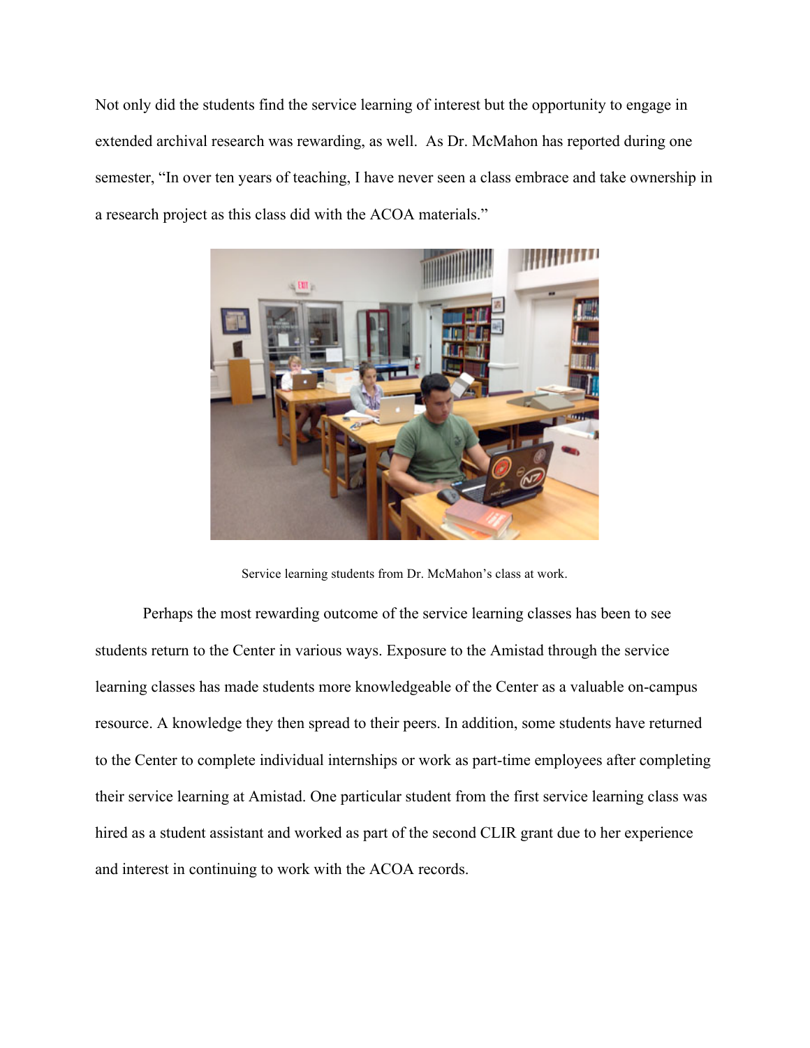Not only did the students find the service learning of interest but the opportunity to engage in extended archival research was rewarding, as well. As Dr. McMahon has reported during one semester, "In over ten years of teaching, I have never seen a class embrace and take ownership in a research project as this class did with the ACOA materials."

Service learning students from Dr. McMahon's class at work.

Perhaps the most rewarding outcome of the service learning classes has been to see students return to the Center in various ways. Exposure to the Amistad through the service learning classes has made students more knowledgeable of the Center as a valuable on-campus resource. A knowledge they then spread to their peers. In addition, some students have returned to the Center to complete individual internships or work as part-time employees after completing their service learning at Amistad. One particular student from the first service learning class was hired as a student assistant and worked as part of the second CLIR grant due to her experience and interest in continuing to work with the ACOA records.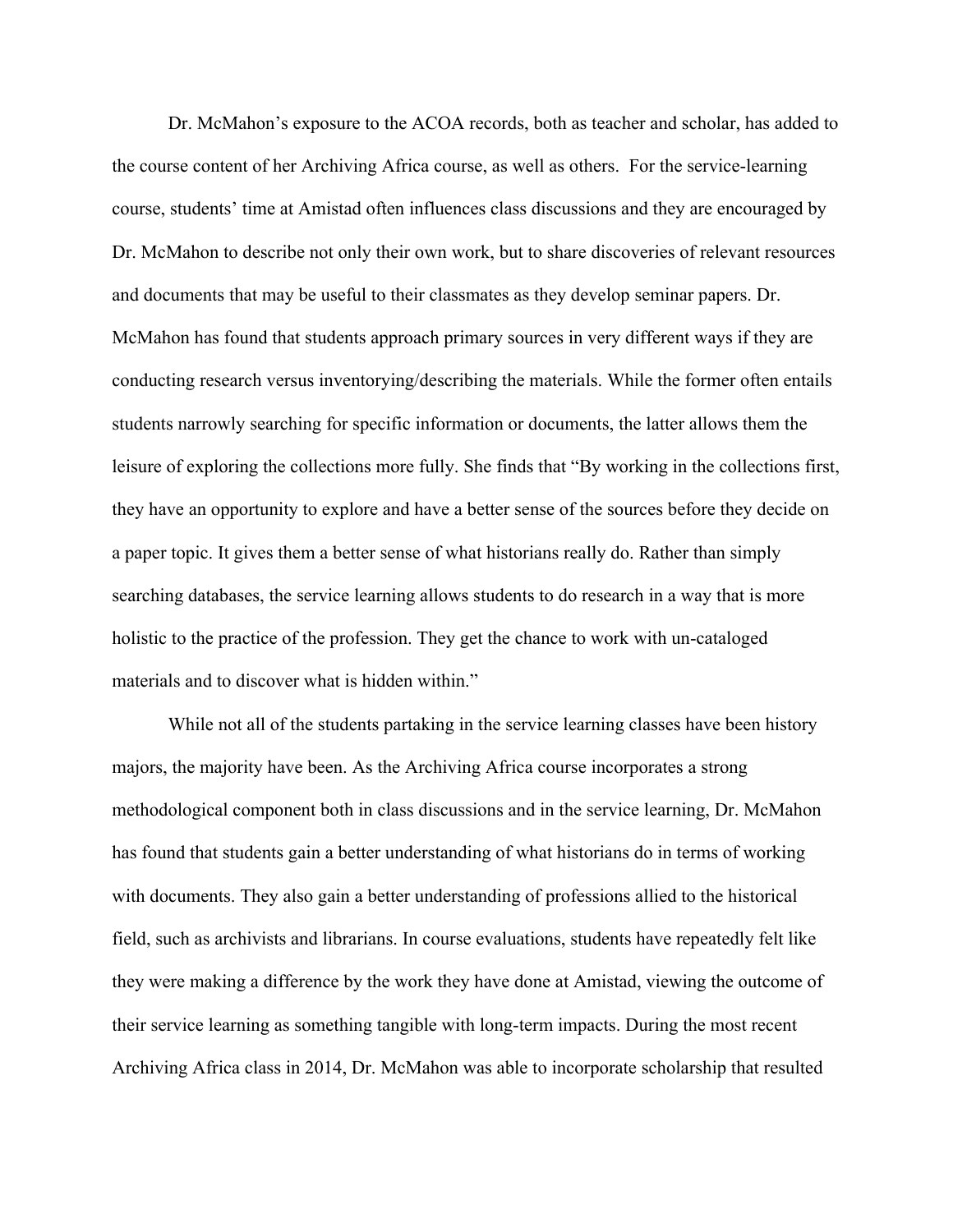Dr. McMahon's exposure to the ACOA records, both as teacher and scholar, has added to the course content of her Archiving Africa course, as well as others. For the service-learning course, students' time at Amistad often influences class discussions and they are encouraged by Dr. McMahon to describe not only their own work, but to share discoveries of relevant resources and documents that may be useful to their classmates as they develop seminar papers. Dr. McMahon has found that students approach primary sources in very different ways if they are conducting research versus inventorying/describing the materials. While the former often entails students narrowly searching for specific information or documents, the latter allows them the leisure of exploring the collections more fully. She finds that "By working in the collections first, they have an opportunity to explore and have a better sense of the sources before they decide on a paper topic. It gives them a better sense of what historians really do. Rather than simply searching databases, the service learning allows students to do research in a way that is more holistic to the practice of the profession. They get the chance to work with un-cataloged materials and to discover what is hidden within."

While not all of the students partaking in the service learning classes have been history majors, the majority have been. As the Archiving Africa course incorporates a strong methodological component both in class discussions and in the service learning, Dr. McMahon has found that students gain a better understanding of what historians do in terms of working with documents. They also gain a better understanding of professions allied to the historical field, such as archivists and librarians. In course evaluations, students have repeatedly felt like they were making a difference by the work they have done at Amistad, viewing the outcome of their service learning as something tangible with long-term impacts. During the most recent Archiving Africa class in 2014, Dr. McMahon was able to incorporate scholarship that resulted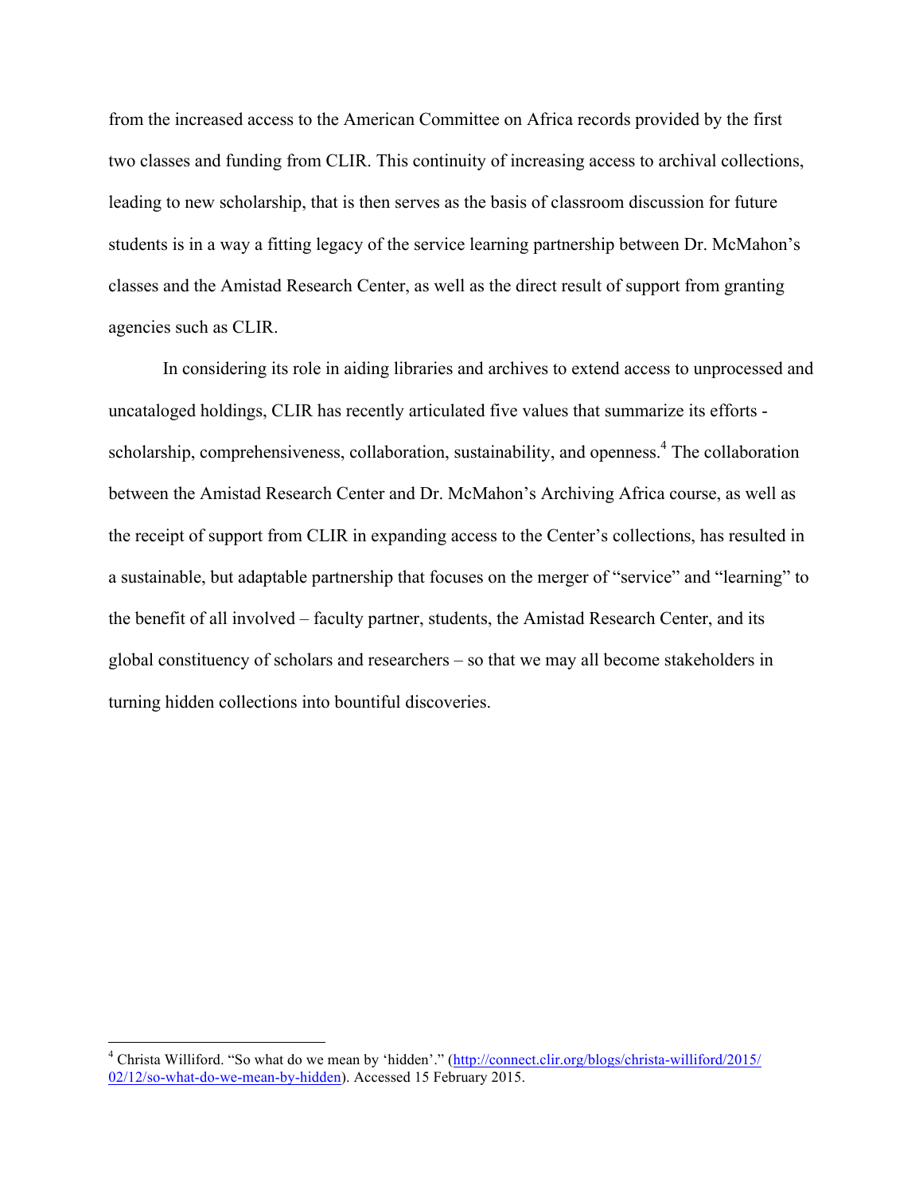from the increased access to the American Committee on Africa records provided by the first two classes and funding from CLIR. This continuity of increasing access to archival collections, leading to new scholarship, that is then serves as the basis of classroom discussion for future students is in a way a fitting legacy of the service learning partnership between Dr. McMahon's classes and the Amistad Research Center, as well as the direct result of support from granting agencies such as CLIR.

In considering its role in aiding libraries and archives to extend access to unprocessed and uncataloged holdings, CLIR has recently articulated five values that summarize its efforts - scholarship, comprehensiveness, collaboration, sustainability, and openness.[4] The collaboration between the Amistad Research Center and Dr. McMahon's Archiving Africa course, as well as the receipt of support from CLIR in expanding access to the Center's collections, has resulted in a sustainable, but adaptable partnership that focuses on the merger of "service" and "learning" to the benefit of all involved – faculty partner, students, the Amistad Research Center, and its global constituency of scholars and researchers – so that we may all become stakeholders in turning hidden collections into bountiful discoveries.

---

[4] Christa Williford. "So what do we mean by 'hidden'." (http://connect.clir.org/blogs/christa-williford/2015/02/12/so-what-do-we-mean-by-hidden). Accessed 15 February 2015.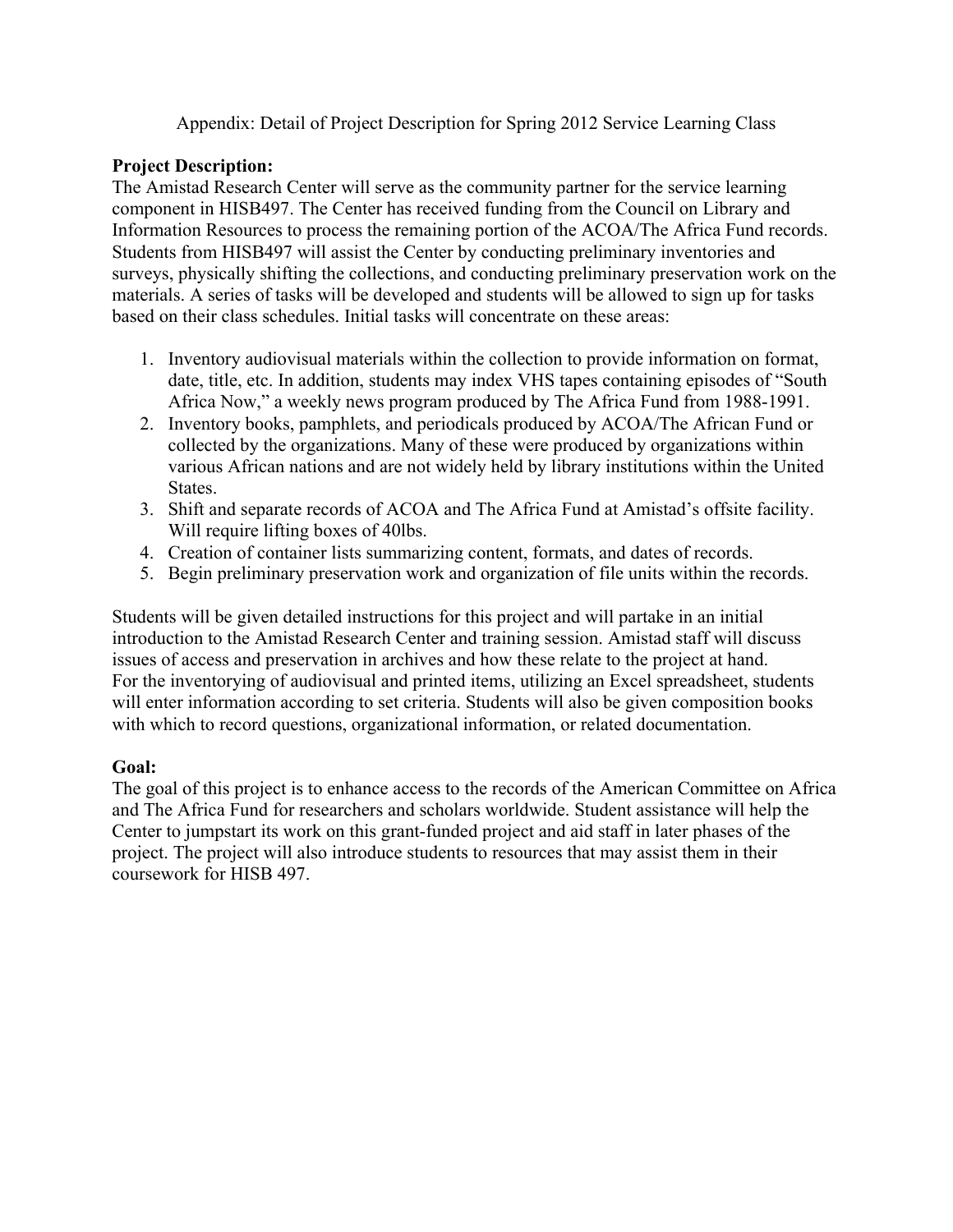Appendix: Detail of Project Description for Spring 2012 Service Learning Class

**Project Description:**
The Amistad Research Center will serve as the community partner for the service learning component in HISB497. The Center has received funding from the Council on Library and Information Resources to process the remaining portion of the ACOA/The Africa Fund records. Students from HISB497 will assist the Center by conducting preliminary inventories and surveys, physically shifting the collections, and conducting preliminary preservation work on the materials. A series of tasks will be developed and students will be allowed to sign up for tasks based on their class schedules. Initial tasks will concentrate on these areas:

1. Inventory audiovisual materials within the collection to provide information on format, date, title, etc. In addition, students may index VHS tapes containing episodes of "South Africa Now," a weekly news program produced by The Africa Fund from 1988-1991.
2. Inventory books, pamphlets, and periodicals produced by ACOA/The African Fund or collected by the organizations. Many of these were produced by organizations within various African nations and are not widely held by library institutions within the United States.
3. Shift and separate records of ACOA and The Africa Fund at Amistad's offsite facility. Will require lifting boxes of 40lbs.
4. Creation of container lists summarizing content, formats, and dates of records.
5. Begin preliminary preservation work and organization of file units within the records.

Students will be given detailed instructions for this project and will partake in an initial introduction to the Amistad Research Center and training session. Amistad staff will discuss issues of access and preservation in archives and how these relate to the project at hand.
For the inventorying of audiovisual and printed items, utilizing an Excel spreadsheet, students will enter information according to set criteria. Students will also be given composition books with which to record questions, organizational information, or related documentation.

**Goal:**
The goal of this project is to enhance access to the records of the American Committee on Africa and The Africa Fund for researchers and scholars worldwide. Student assistance will help the Center to jumpstart its work on this grant-funded project and aid staff in later phases of the project. The project will also introduce students to resources that may assist them in their coursework for HISB 497.